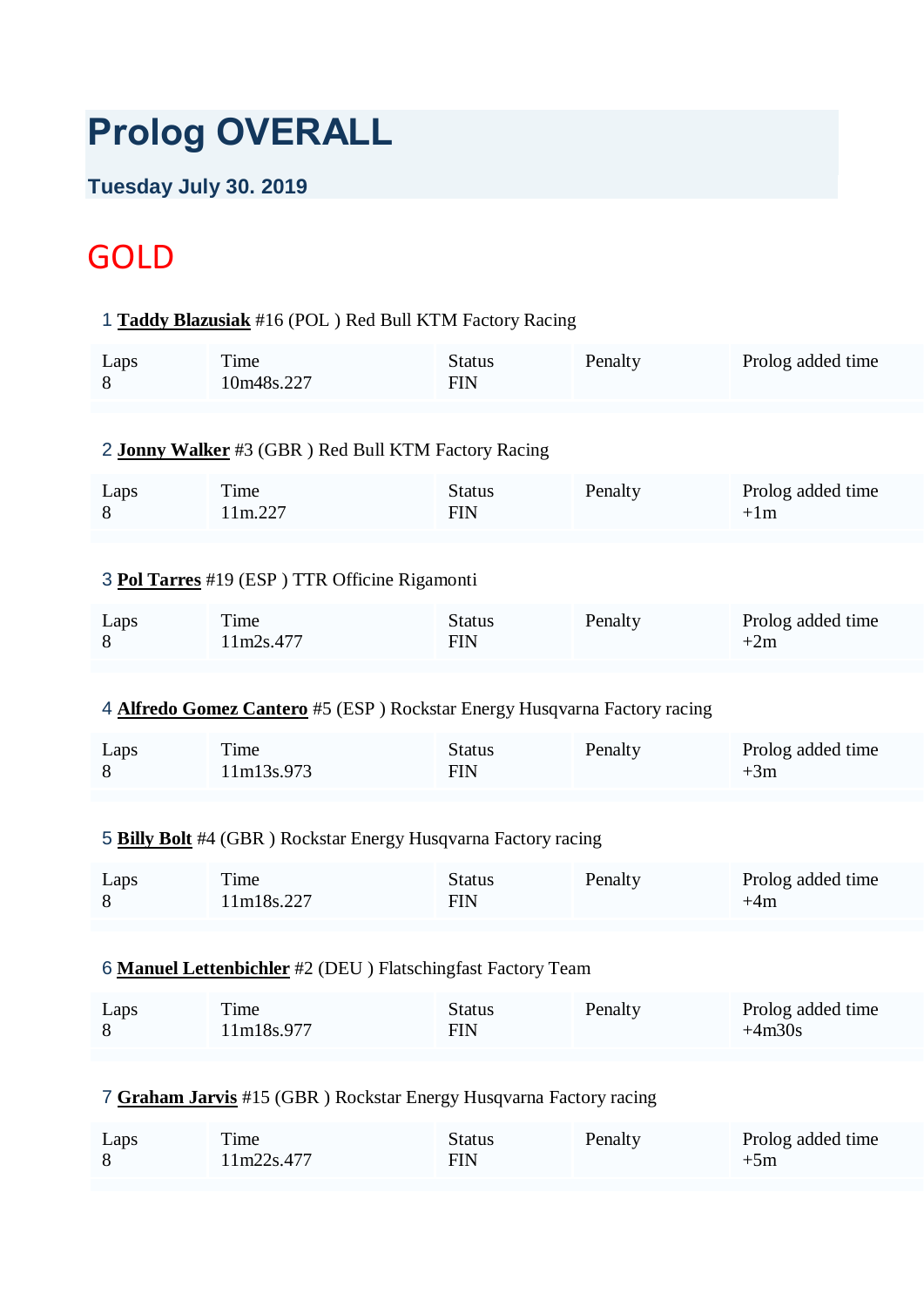# Prolog OVERALL

**Tuesday July 30. 2019**

## GOLD

1 **Taddy Blazusiak** #16 (POL ) Red Bull KTM Factory Racing

| Laps | Time | Status | Penalty | Prolog added time |
|---|---|---|---|---|
| 8 | 10m48s.227 | FIN | | |

2 **Jonny Walker** #3 (GBR ) Red Bull KTM Factory Racing

| Laps | Time | Status | Penalty | Prolog added time |
|---|---|---|---|---|
| 8 | 11m.227 | FIN | | +1m |

3 **Pol Tarres** #19 (ESP ) TTR Officine Rigamonti

| Laps | Time | Status | Penalty | Prolog added time |
|---|---|---|---|---|
| 8 | 11m2s.477 | FIN | | +2m |

4 **Alfredo Gomez Cantero** #5 (ESP ) Rockstar Energy Husqvarna Factory racing

| Laps | Time | Status | Penalty | Prolog added time |
|---|---|---|---|---|
| 8 | 11m13s.973 | FIN | | +3m |

5 **Billy Bolt** #4 (GBR ) Rockstar Energy Husqvarna Factory racing

| Laps | Time | Status | Penalty | Prolog added time |
|---|---|---|---|---|
| 8 | 11m18s.227 | FIN | | +4m |

6 **Manuel Lettenbichler** #2 (DEU ) Flatschingfast Factory Team

| Laps | Time | Status | Penalty | Prolog added time |
|---|---|---|---|---|
| 8 | 11m18s.977 | FIN | | +4m30s |

7 **Graham Jarvis** #15 (GBR ) Rockstar Energy Husqvarna Factory racing

| Laps | Time | Status | Penalty | Prolog added time |
|---|---|---|---|---|
| 8 | 11m22s.477 | FIN | | +5m |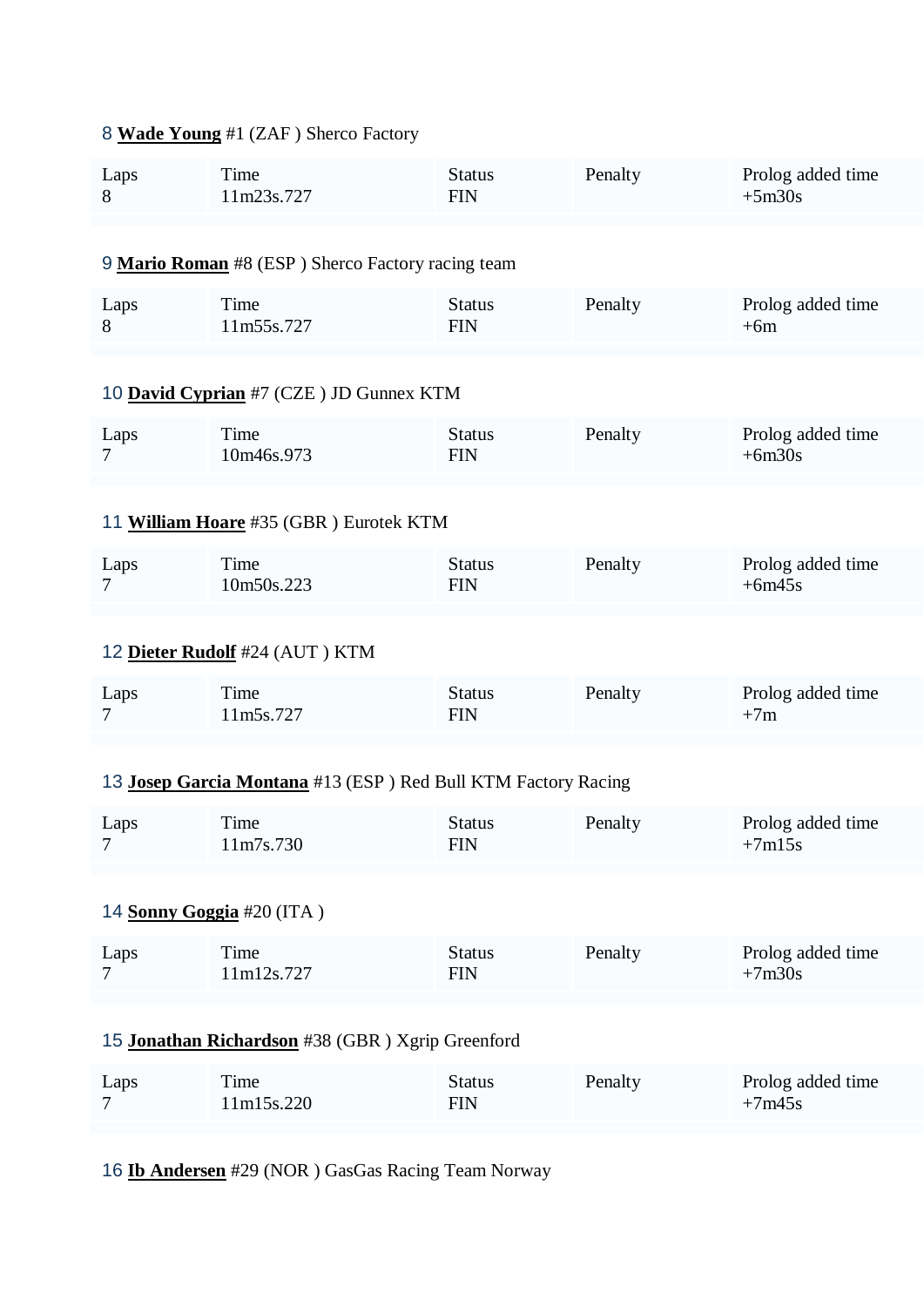8 **Wade Young** #1 (ZAF ) Sherco Factory

| Laps | Time | Status | Penalty | Prolog added time |
|---|---|---|---|---|
| 8 | 11m23s.727 | FIN | | +5m30s |

9 **Mario Roman** #8 (ESP ) Sherco Factory racing team

| Laps | Time | Status | Penalty | Prolog added time |
|---|---|---|---|---|
| 8 | 11m55s.727 | FIN | | +6m |

10 **David Cyprian** #7 (CZE ) JD Gunnex KTM

| Laps | Time | Status | Penalty | Prolog added time |
|---|---|---|---|---|
| 7 | 10m46s.973 | FIN | | +6m30s |

11 **William Hoare** #35 (GBR ) Eurotek KTM

| Laps | Time | Status | Penalty | Prolog added time |
|---|---|---|---|---|
| 7 | 10m50s.223 | FIN | | +6m45s |

12 **Dieter Rudolf** #24 (AUT ) KTM

| Laps | Time | Status | Penalty | Prolog added time |
|---|---|---|---|---|
| 7 | 11m5s.727 | FIN | | +7m |

13 **Josep Garcia Montana** #13 (ESP ) Red Bull KTM Factory Racing

| Laps | Time | Status | Penalty | Prolog added time |
|---|---|---|---|---|
| 7 | 11m7s.730 | FIN | | +7m15s |

14 **Sonny Goggia** #20 (ITA )

| Laps | Time | Status | Penalty | Prolog added time |
|---|---|---|---|---|
| 7 | 11m12s.727 | FIN | | +7m30s |

15 **Jonathan Richardson** #38 (GBR ) Xgrip Greenford

| Laps | Time | Status | Penalty | Prolog added time |
|---|---|---|---|---|
| 7 | 11m15s.220 | FIN | | +7m45s |

16 **Ib Andersen** #29 (NOR ) GasGas Racing Team Norway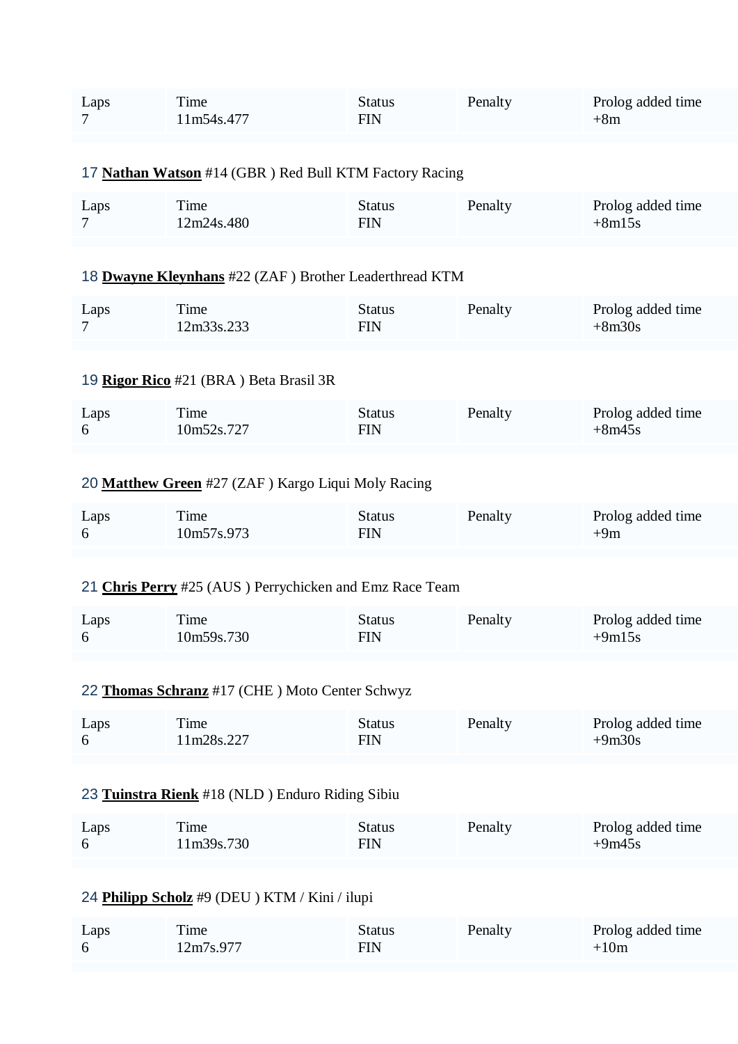| Laps | Time | Status | Penalty | Prolog added time |
|---|---|---|---|---|
| 7 | 11m54s.477 | FIN | | +8m |

17 **Nathan Watson** #14 (GBR ) Red Bull KTM Factory Racing

| Laps | Time | Status | Penalty | Prolog added time |
|---|---|---|---|---|
| 7 | 12m24s.480 | FIN | | +8m15s |

18 **Dwayne Kleynhans** #22 (ZAF ) Brother Leaderthread KTM

| Laps | Time | Status | Penalty | Prolog added time |
|---|---|---|---|---|
| 7 | 12m33s.233 | FIN | | +8m30s |

19 **Rigor Rico** #21 (BRA ) Beta Brasil 3R

| Laps | Time | Status | Penalty | Prolog added time |
|---|---|---|---|---|
| 6 | 10m52s.727 | FIN | | +8m45s |

20 **Matthew Green** #27 (ZAF ) Kargo Liqui Moly Racing

| Laps | Time | Status | Penalty | Prolog added time |
|---|---|---|---|---|
| 6 | 10m57s.973 | FIN | | +9m |

21 **Chris Perry** #25 (AUS ) Perrychicken and Emz Race Team

| Laps | Time | Status | Penalty | Prolog added time |
|---|---|---|---|---|
| 6 | 10m59s.730 | FIN | | +9m15s |

22 **Thomas Schranz** #17 (CHE ) Moto Center Schwyz

| Laps | Time | Status | Penalty | Prolog added time |
|---|---|---|---|---|
| 6 | 11m28s.227 | FIN | | +9m30s |

23 **Tuinstra Rienk** #18 (NLD ) Enduro Riding Sibiu

| Laps | Time | Status | Penalty | Prolog added time |
|---|---|---|---|---|
| 6 | 11m39s.730 | FIN | | +9m45s |

24 **Philipp Scholz** #9 (DEU ) KTM / Kini / ilupi

| Laps | Time | Status | Penalty | Prolog added time |
|---|---|---|---|---|
| 6 | 12m7s.977 | FIN | | +10m |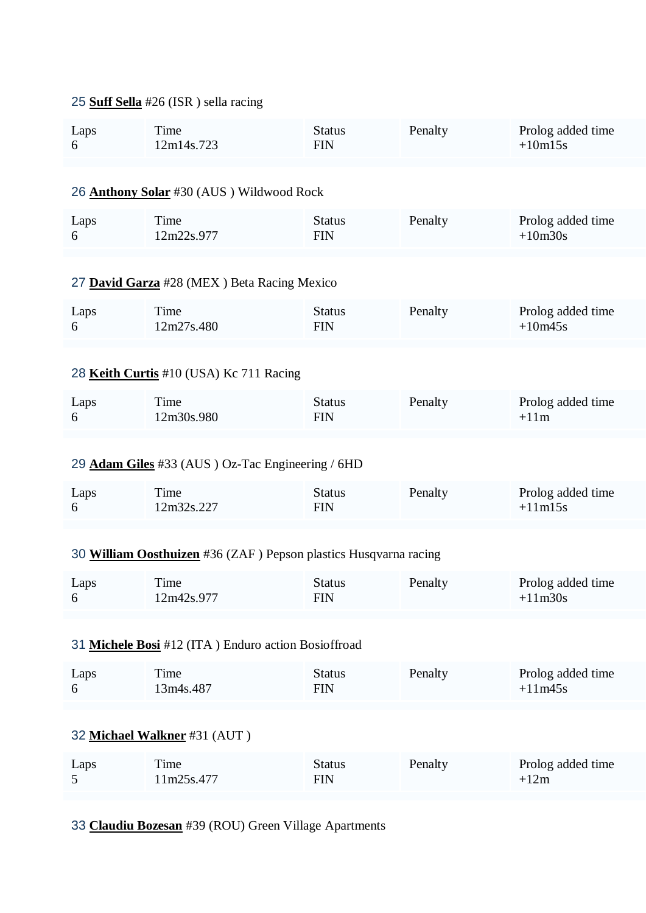25 **Suff Sella** #26 (ISR ) sella racing

| Laps | Time | Status | Penalty | Prolog added time |
| --- | --- | --- | --- | --- |
| 6 | 12m14s.723 | FIN | | +10m15s |

26 **Anthony Solar** #30 (AUS ) Wildwood Rock

| Laps | Time | Status | Penalty | Prolog added time |
| --- | --- | --- | --- | --- |
| 6 | 12m22s.977 | FIN | | +10m30s |

27 **David Garza** #28 (MEX ) Beta Racing Mexico

| Laps | Time | Status | Penalty | Prolog added time |
| --- | --- | --- | --- | --- |
| 6 | 12m27s.480 | FIN | | +10m45s |

28 **Keith Curtis** #10 (USA) Kc 711 Racing

| Laps | Time | Status | Penalty | Prolog added time |
| --- | --- | --- | --- | --- |
| 6 | 12m30s.980 | FIN | | +11m |

29 **Adam Giles** #33 (AUS ) Oz-Tac Engineering / 6HD

| Laps | Time | Status | Penalty | Prolog added time |
| --- | --- | --- | --- | --- |
| 6 | 12m32s.227 | FIN | | +11m15s |

30 **William Oosthuizen** #36 (ZAF ) Pepson plastics Husqvarna racing

| Laps | Time | Status | Penalty | Prolog added time |
| --- | --- | --- | --- | --- |
| 6 | 12m42s.977 | FIN | | +11m30s |

31 **Michele Bosi** #12 (ITA ) Enduro action Bosioffroad

| Laps | Time | Status | Penalty | Prolog added time |
| --- | --- | --- | --- | --- |
| 6 | 13m4s.487 | FIN | | +11m45s |

32 **Michael Walkner** #31 (AUT )

| Laps | Time | Status | Penalty | Prolog added time |
| --- | --- | --- | --- | --- |
| 5 | 11m25s.477 | FIN | | +12m |

33 **Claudiu Bozesan** #39 (ROU) Green Village Apartments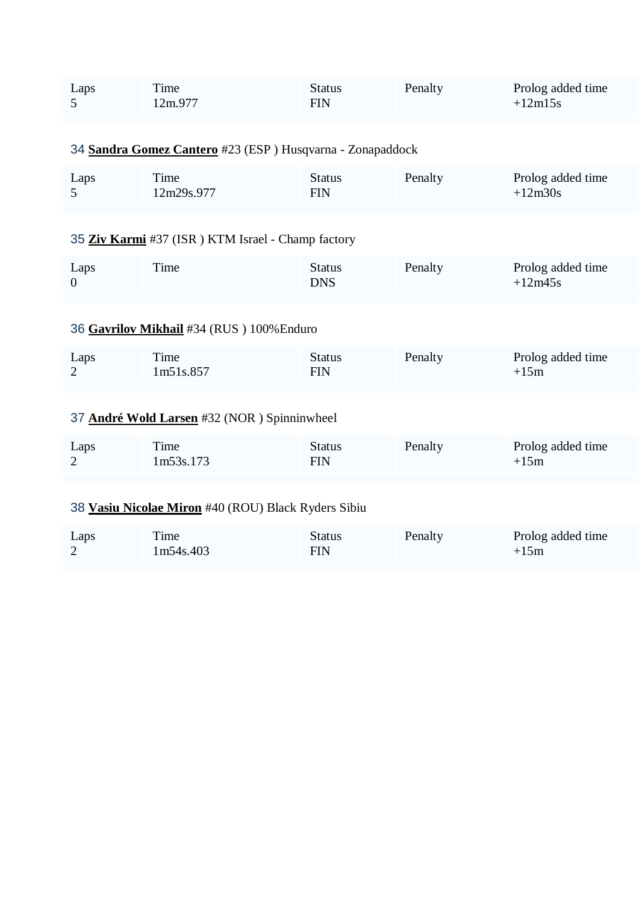| Laps | Time | Status | Penalty | Prolog added time |
| --- | --- | --- | --- | --- |
| 5 | 12m.977 | FIN | | +12m15s |

34 **Sandra Gomez Cantero** #23 (ESP ) Husqvarna - Zonapaddock

| Laps | Time | Status | Penalty | Prolog added time |
| --- | --- | --- | --- | --- |
| 5 | 12m29s.977 | FIN | | +12m30s |

35 **Ziv Karmi** #37 (ISR ) KTM Israel - Champ factory

| Laps | Time | Status | Penalty | Prolog added time |
| --- | --- | --- | --- | --- |
| 0 | | DNS | | +12m45s |

36 **Gavrilov Mikhail** #34 (RUS ) 100%Enduro

| Laps | Time | Status | Penalty | Prolog added time |
| --- | --- | --- | --- | --- |
| 2 | 1m51s.857 | FIN | | +15m |

37 **André Wold Larsen** #32 (NOR ) Spinninwheel

| Laps | Time | Status | Penalty | Prolog added time |
| --- | --- | --- | --- | --- |
| 2 | 1m53s.173 | FIN | | +15m |

38 **Vasiu Nicolae Miron** #40 (ROU) Black Ryders Sibiu

| Laps | Time | Status | Penalty | Prolog added time |
| --- | --- | --- | --- | --- |
| 2 | 1m54s.403 | FIN | | +15m |